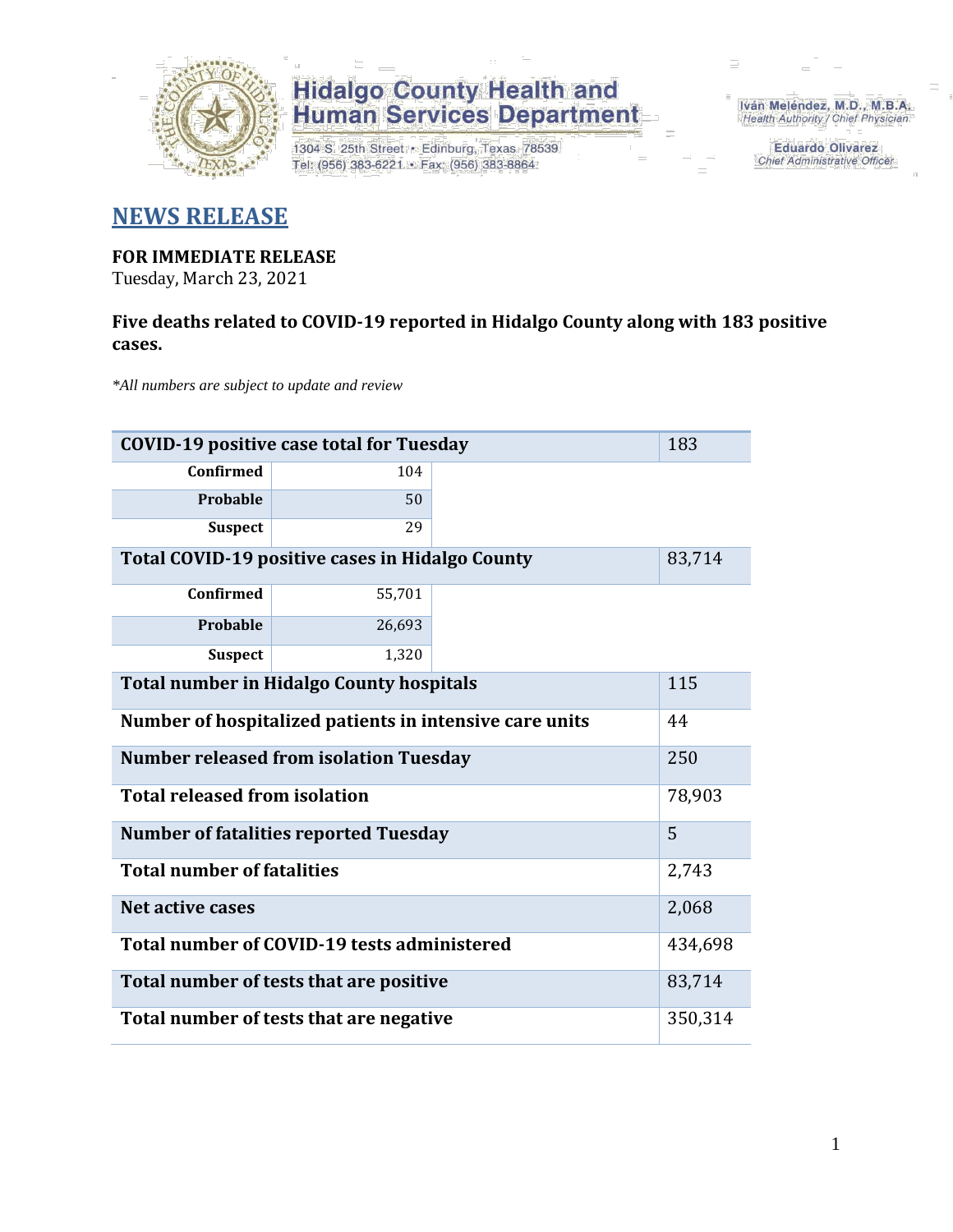Hidalgo County Health and Human Services Department

1304 S. 25th Street • Edinburg, Texas 78539
Tel: (956) 383-6221 • Fax: (956) 383-8864

Iván Meléndez, M.D., M.B.A.
Health Authority / Chief Physician

Eduardo Olivarez
Chief Administrative Officer

# NEWS RELEASE

**FOR IMMEDIATE RELEASE**
Tuesday, March 23, 2021

**Five deaths related to COVID-19 reported in Hidalgo County along with 183 positive cases.**

*\*All numbers are subject to update and review*

| COVID-19 positive case total for Tuesday | | 183 |
|---|---|---|
| Confirmed | 104 | |
| Probable | 50 | |
| Suspect | 29 | |
| **Total COVID-19 positive cases in Hidalgo County** | | 83,714 |
| Confirmed | 55,701 | |
| Probable | 26,693 | |
| Suspect | 1,320 | |
| **Total number in Hidalgo County hospitals** | | 115 |
| **Number of hospitalized patients in intensive care units** | | 44 |
| **Number released from isolation Tuesday** | | 250 |
| **Total released from isolation** | | 78,903 |
| **Number of fatalities reported Tuesday** | | 5 |
| **Total number of fatalities** | | 2,743 |
| **Net active cases** | | 2,068 |
| **Total number of COVID-19 tests administered** | | 434,698 |
| **Total number of tests that are positive** | | 83,714 |
| **Total number of tests that are negative** | | 350,314 |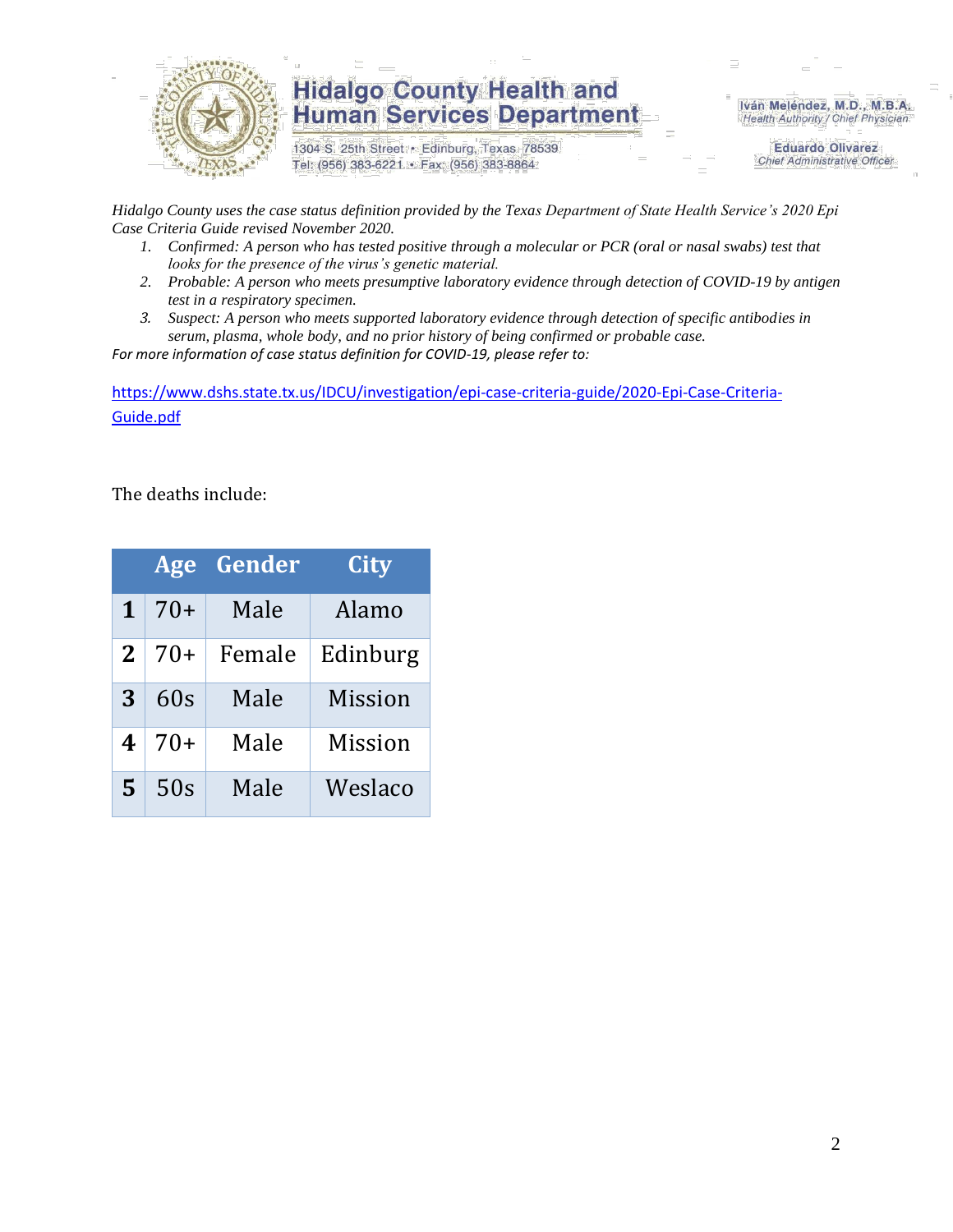*Hidalgo County uses the case status definition provided by the Texas Department of State Health Service's 2020 Epi Case Criteria Guide revised November 2020.*

1. *Confirmed: A person who has tested positive through a molecular or PCR (oral or nasal swabs) test that looks for the presence of the virus's genetic material.*
2. *Probable: A person who meets presumptive laboratory evidence through detection of COVID-19 by antigen test in a respiratory specimen.*
3. *Suspect: A person who meets supported laboratory evidence through detection of specific antibodies in serum, plasma, whole body, and no prior history of being confirmed or probable case.*

*For more information of case status definition for COVID-19, please refer to:*

https://www.dshs.state.tx.us/IDCU/investigation/epi-case-criteria-guide/2020-Epi-Case-Criteria-Guide.pdf

The deaths include:

| | Age | Gender | City |
|---|---|---|---|
| **1** | 70+ | Male | Alamo |
| **2** | 70+ | Female | Edinburg |
| **3** | 60s | Male | Mission |
| **4** | 70+ | Male | Mission |
| **5** | 50s | Male | Weslaco |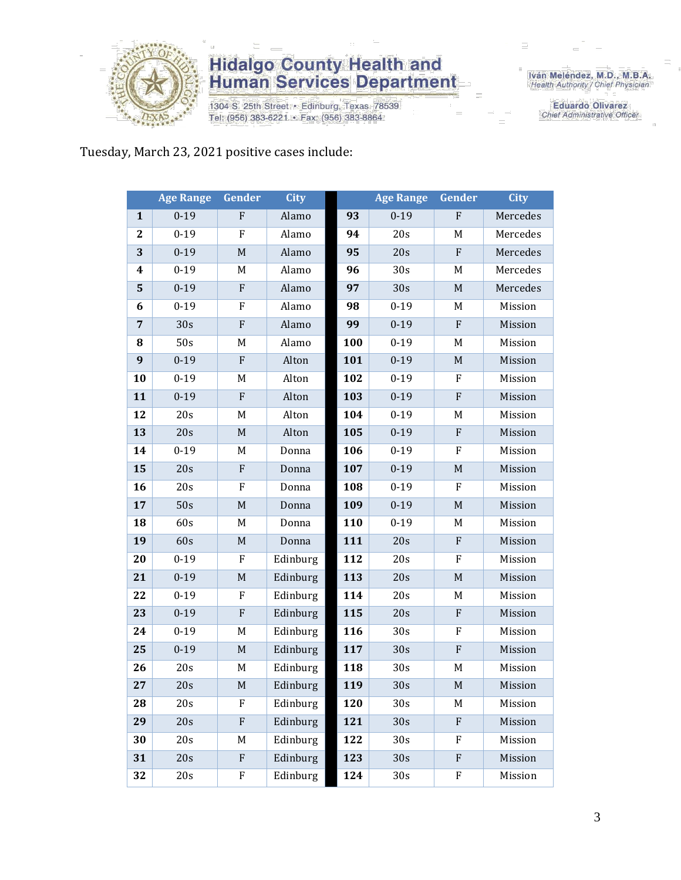Tuesday, March 23, 2021 positive cases include:

| | Age Range | Gender | City | | Age Range | Gender | City |
|---|---|---|---|---|---|---|---|
| **1** | 0-19 | F | Alamo | **93** | 0-19 | F | Mercedes |
| **2** | 0-19 | F | Alamo | **94** | 20s | M | Mercedes |
| **3** | 0-19 | M | Alamo | **95** | 20s | F | Mercedes |
| **4** | 0-19 | M | Alamo | **96** | 30s | M | Mercedes |
| **5** | 0-19 | F | Alamo | **97** | 30s | M | Mercedes |
| **6** | 0-19 | F | Alamo | **98** | 0-19 | M | Mission |
| **7** | 30s | F | Alamo | **99** | 0-19 | F | Mission |
| **8** | 50s | M | Alamo | **100** | 0-19 | M | Mission |
| **9** | 0-19 | F | Alton | **101** | 0-19 | M | Mission |
| **10** | 0-19 | M | Alton | **102** | 0-19 | F | Mission |
| **11** | 0-19 | F | Alton | **103** | 0-19 | F | Mission |
| **12** | 20s | M | Alton | **104** | 0-19 | M | Mission |
| **13** | 20s | M | Alton | **105** | 0-19 | F | Mission |
| **14** | 0-19 | M | Donna | **106** | 0-19 | F | Mission |
| **15** | 20s | F | Donna | **107** | 0-19 | M | Mission |
| **16** | 20s | F | Donna | **108** | 0-19 | F | Mission |
| **17** | 50s | M | Donna | **109** | 0-19 | M | Mission |
| **18** | 60s | M | Donna | **110** | 0-19 | M | Mission |
| **19** | 60s | M | Donna | **111** | 20s | F | Mission |
| **20** | 0-19 | F | Edinburg | **112** | 20s | F | Mission |
| **21** | 0-19 | M | Edinburg | **113** | 20s | M | Mission |
| **22** | 0-19 | F | Edinburg | **114** | 20s | M | Mission |
| **23** | 0-19 | F | Edinburg | **115** | 20s | F | Mission |
| **24** | 0-19 | M | Edinburg | **116** | 30s | F | Mission |
| **25** | 0-19 | M | Edinburg | **117** | 30s | F | Mission |
| **26** | 20s | M | Edinburg | **118** | 30s | M | Mission |
| **27** | 20s | M | Edinburg | **119** | 30s | M | Mission |
| **28** | 20s | F | Edinburg | **120** | 30s | M | Mission |
| **29** | 20s | F | Edinburg | **121** | 30s | F | Mission |
| **30** | 20s | M | Edinburg | **122** | 30s | F | Mission |
| **31** | 20s | F | Edinburg | **123** | 30s | F | Mission |
| **32** | 20s | F | Edinburg | **124** | 30s | F | Mission |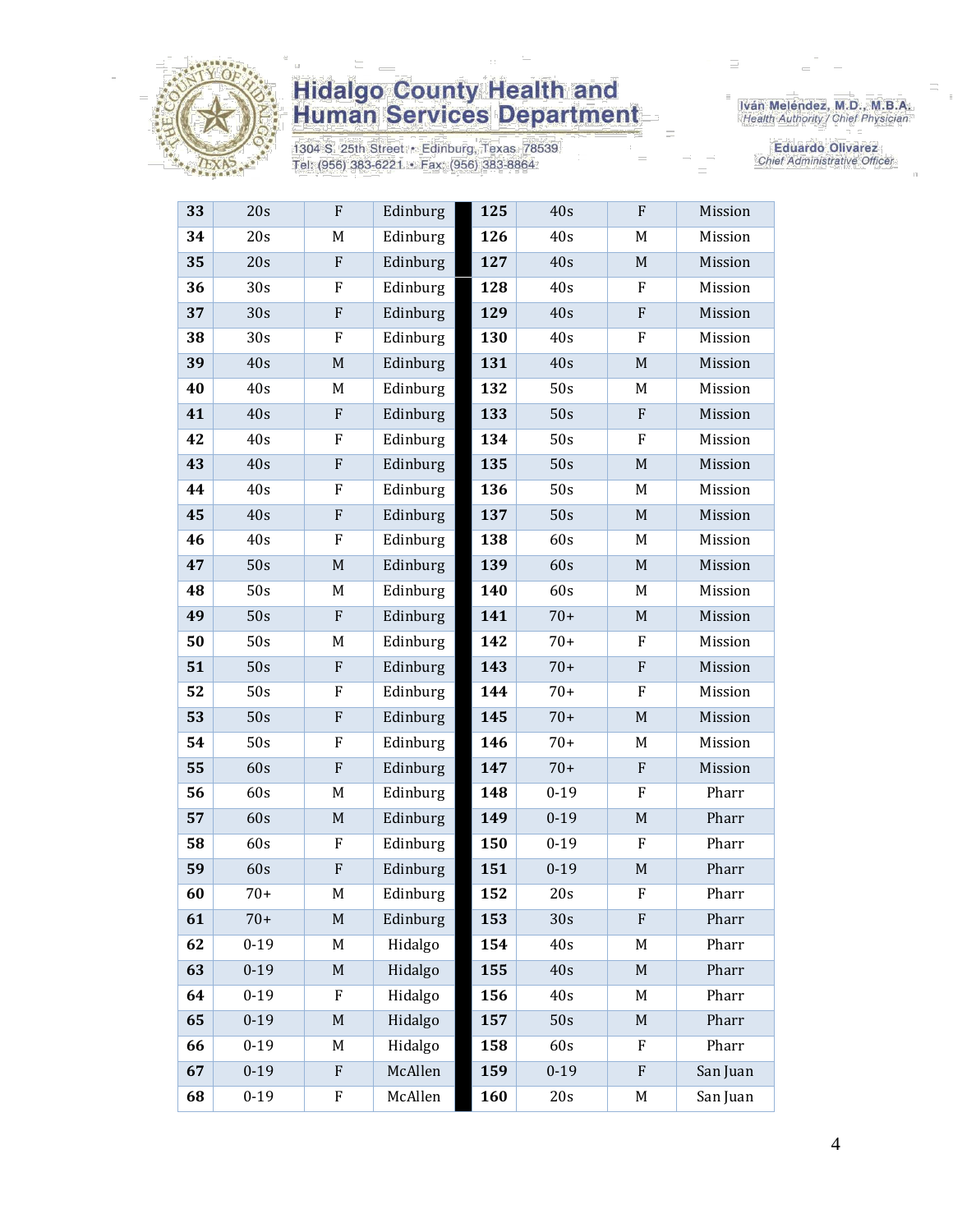| 33 | 20s | F | Edinburg | 125 | 40s | F | Mission |
|---|---|---|---|---|---|---|---|
| 34 | 20s | M | Edinburg | 126 | 40s | M | Mission |
| 35 | 20s | F | Edinburg | 127 | 40s | M | Mission |
| 36 | 30s | F | Edinburg | 128 | 40s | F | Mission |
| 37 | 30s | F | Edinburg | 129 | 40s | F | Mission |
| 38 | 30s | F | Edinburg | 130 | 40s | F | Mission |
| 39 | 40s | M | Edinburg | 131 | 40s | M | Mission |
| 40 | 40s | M | Edinburg | 132 | 50s | M | Mission |
| 41 | 40s | F | Edinburg | 133 | 50s | F | Mission |
| 42 | 40s | F | Edinburg | 134 | 50s | F | Mission |
| 43 | 40s | F | Edinburg | 135 | 50s | M | Mission |
| 44 | 40s | F | Edinburg | 136 | 50s | M | Mission |
| 45 | 40s | F | Edinburg | 137 | 50s | M | Mission |
| 46 | 40s | F | Edinburg | 138 | 60s | M | Mission |
| 47 | 50s | M | Edinburg | 139 | 60s | M | Mission |
| 48 | 50s | M | Edinburg | 140 | 60s | M | Mission |
| 49 | 50s | F | Edinburg | 141 | 70+ | M | Mission |
| 50 | 50s | M | Edinburg | 142 | 70+ | F | Mission |
| 51 | 50s | F | Edinburg | 143 | 70+ | F | Mission |
| 52 | 50s | F | Edinburg | 144 | 70+ | F | Mission |
| 53 | 50s | F | Edinburg | 145 | 70+ | M | Mission |
| 54 | 50s | F | Edinburg | 146 | 70+ | M | Mission |
| 55 | 60s | F | Edinburg | 147 | 70+ | F | Mission |
| 56 | 60s | M | Edinburg | 148 | 0-19 | F | Pharr |
| 57 | 60s | M | Edinburg | 149 | 0-19 | M | Pharr |
| 58 | 60s | F | Edinburg | 150 | 0-19 | F | Pharr |
| 59 | 60s | F | Edinburg | 151 | 0-19 | M | Pharr |
| 60 | 70+ | M | Edinburg | 152 | 20s | F | Pharr |
| 61 | 70+ | M | Edinburg | 153 | 30s | F | Pharr |
| 62 | 0-19 | M | Hidalgo | 154 | 40s | M | Pharr |
| 63 | 0-19 | M | Hidalgo | 155 | 40s | M | Pharr |
| 64 | 0-19 | F | Hidalgo | 156 | 40s | M | Pharr |
| 65 | 0-19 | M | Hidalgo | 157 | 50s | M | Pharr |
| 66 | 0-19 | M | Hidalgo | 158 | 60s | F | Pharr |
| 67 | 0-19 | F | McAllen | 159 | 0-19 | F | San Juan |
| 68 | 0-19 | F | McAllen | 160 | 20s | M | San Juan |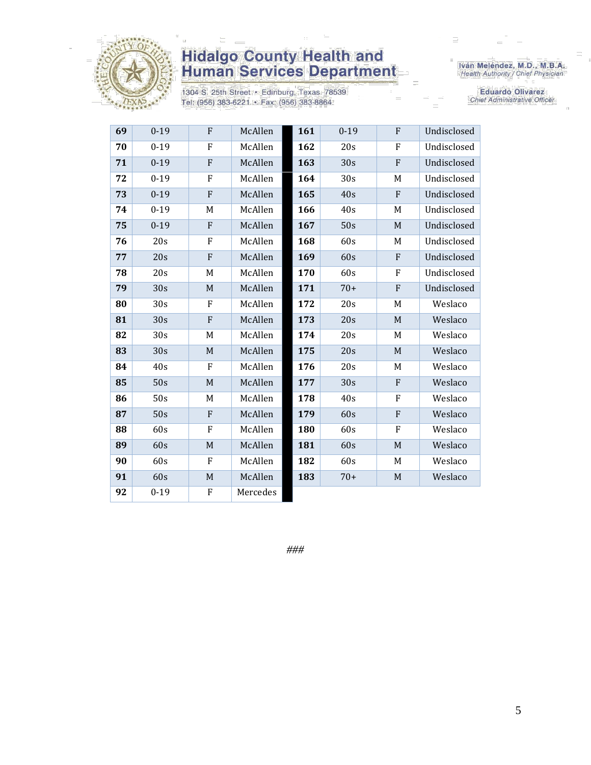| | | | | | | | |
|---|---|---|---|---|---|---|---|
| **69** | 0-19 | F | McAllen | **161** | 0-19 | F | Undisclosed |
| **70** | 0-19 | F | McAllen | **162** | 20s | F | Undisclosed |
| **71** | 0-19 | F | McAllen | **163** | 30s | F | Undisclosed |
| **72** | 0-19 | F | McAllen | **164** | 30s | M | Undisclosed |
| **73** | 0-19 | F | McAllen | **165** | 40s | F | Undisclosed |
| **74** | 0-19 | M | McAllen | **166** | 40s | M | Undisclosed |
| **75** | 0-19 | F | McAllen | **167** | 50s | M | Undisclosed |
| **76** | 20s | F | McAllen | **168** | 60s | M | Undisclosed |
| **77** | 20s | F | McAllen | **169** | 60s | F | Undisclosed |
| **78** | 20s | M | McAllen | **170** | 60s | F | Undisclosed |
| **79** | 30s | M | McAllen | **171** | 70+ | F | Undisclosed |
| **80** | 30s | F | McAllen | **172** | 20s | M | Weslaco |
| **81** | 30s | F | McAllen | **173** | 20s | M | Weslaco |
| **82** | 30s | M | McAllen | **174** | 20s | M | Weslaco |
| **83** | 30s | M | McAllen | **175** | 20s | M | Weslaco |
| **84** | 40s | F | McAllen | **176** | 20s | M | Weslaco |
| **85** | 50s | M | McAllen | **177** | 30s | F | Weslaco |
| **86** | 50s | M | McAllen | **178** | 40s | F | Weslaco |
| **87** | 50s | F | McAllen | **179** | 60s | F | Weslaco |
| **88** | 60s | F | McAllen | **180** | 60s | F | Weslaco |
| **89** | 60s | M | McAllen | **181** | 60s | M | Weslaco |
| **90** | 60s | F | McAllen | **182** | 60s | M | Weslaco |
| **91** | 60s | M | McAllen | **183** | 70+ | M | Weslaco |
| **92** | 0-19 | F | Mercedes | | | | |

###